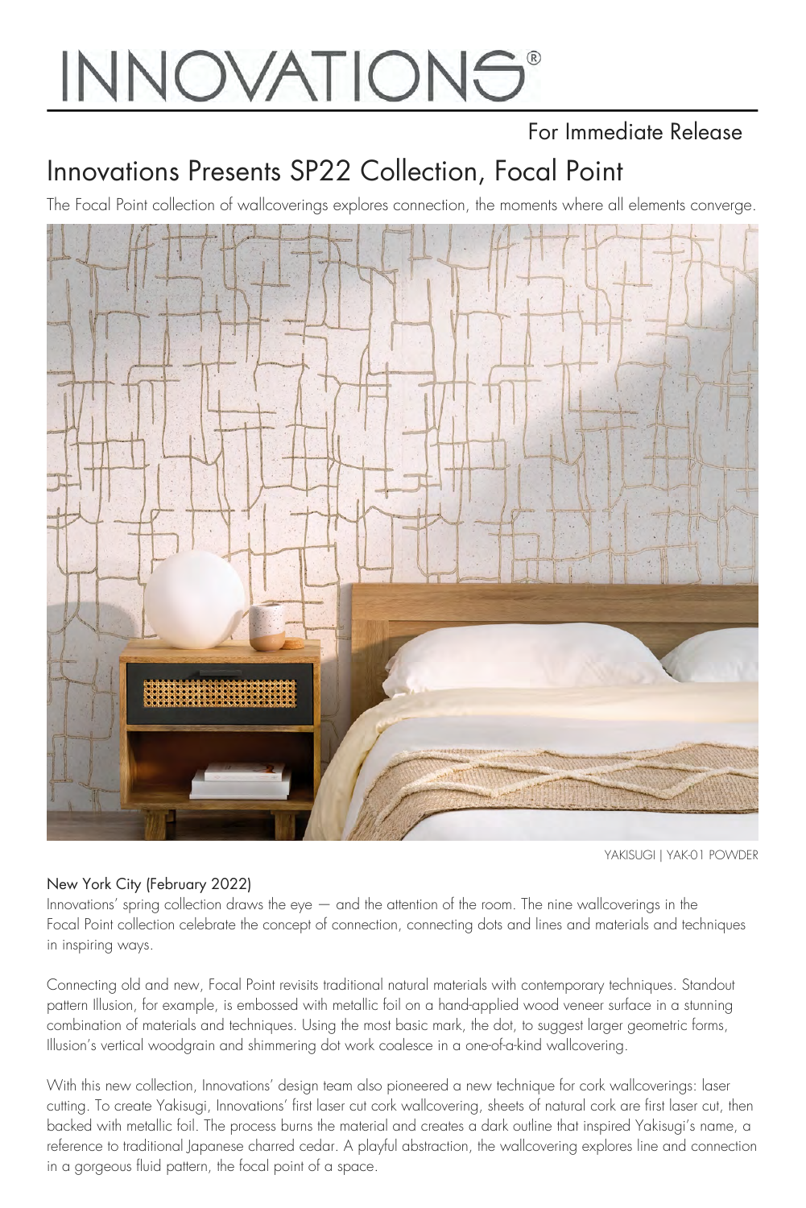# INNOVATIONS®

For Immediate Release

## Innovations Presents SP22 Collection, Focal Point

The Focal Point collection of wallcoverings explores connection, the moments where all elements converge.

YAKISUGI | YAK-01 POWDER

New York City (February 2022)

Innovations' spring collection draws the eye — and the attention of the room. The nine wallcoverings in the Focal Point collection celebrate the concept of connection, connecting dots and lines and materials and techniques in inspiring ways.

Connecting old and new, Focal Point revisits traditional natural materials with contemporary techniques. Standout pattern Illusion, for example, is embossed with metallic foil on a hand-applied wood veneer surface in a stunning combination of materials and techniques. Using the most basic mark, the dot, to suggest larger geometric forms, Illusion's vertical woodgrain and shimmering dot work coalesce in a one-of-a-kind wallcovering.

With this new collection, Innovations' design team also pioneered a new technique for cork wallcoverings: laser cutting. To create Yakisugi, Innovations' first laser cut cork wallcovering, sheets of natural cork are first laser cut, then backed with metallic foil. The process burns the material and creates a dark outline that inspired Yakisugi's name, a reference to traditional Japanese charred cedar. A playful abstraction, the wallcovering explores line and connection in a gorgeous fluid pattern, the focal point of a space.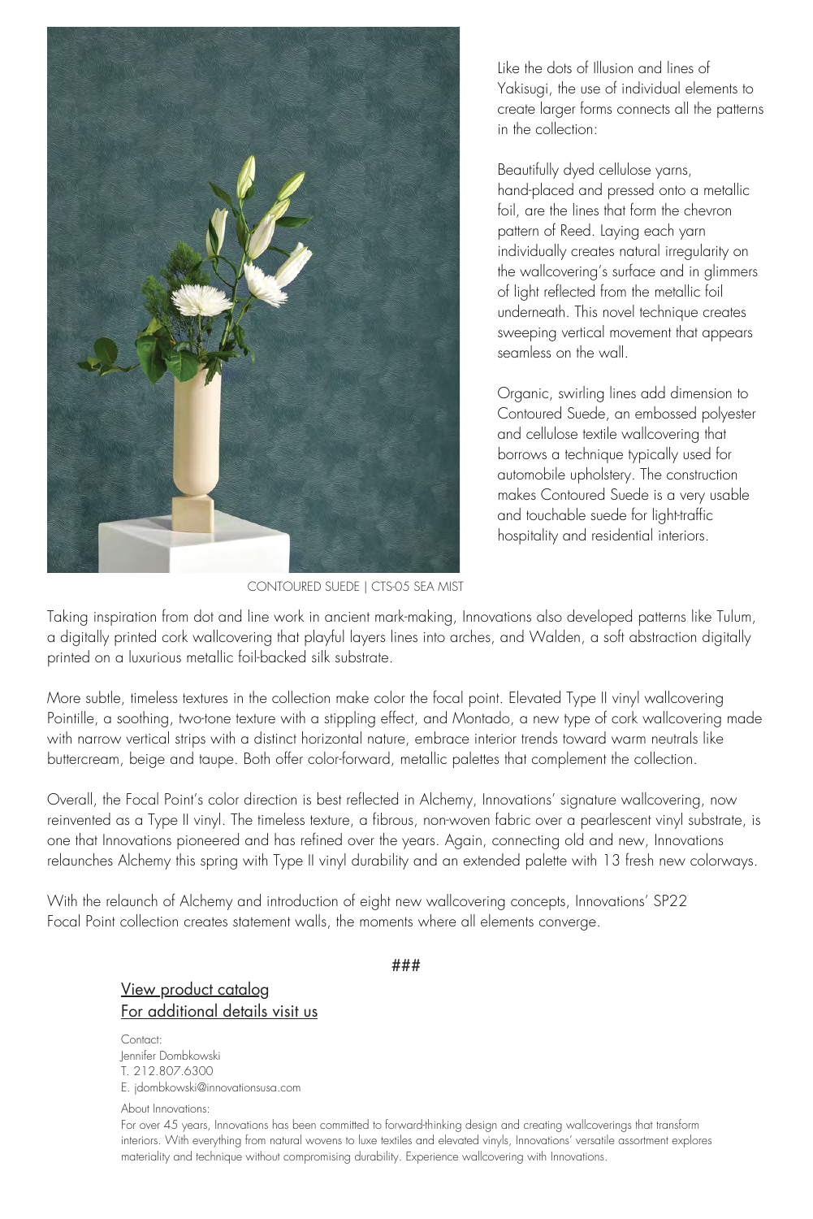Like the dots of Illusion and lines of Yakisugi, the use of individual elements to create larger forms connects all the patterns in the collection:

Beautifully dyed cellulose yarns, hand-placed and pressed onto a metallic foil, are the lines that form the chevron pattern of Reed. Laying each yarn individually creates natural irregularity on the wallcovering's surface and in glimmers of light reflected from the metallic foil underneath. This novel technique creates sweeping vertical movement that appears seamless on the wall.

Organic, swirling lines add dimension to Contoured Suede, an embossed polyester and cellulose textile wallcovering that borrows a technique typically used for automobile upholstery. The construction makes Contoured Suede is a very usable and touchable suede for light-traffic hospitality and residential interiors.

CONTOURED SUEDE | CTS-05 SEA MIST

Taking inspiration from dot and line work in ancient mark-making, Innovations also developed patterns like Tulum, a digitally printed cork wallcovering that playful layers lines into arches, and Walden, a soft abstraction digitally printed on a luxurious metallic foil-backed silk substrate.

More subtle, timeless textures in the collection make color the focal point. Elevated Type II vinyl wallcovering Pointille, a soothing, two-tone texture with a stippling effect, and Montado, a new type of cork wallcovering made with narrow vertical strips with a distinct horizontal nature, embrace interior trends toward warm neutrals like buttercream, beige and taupe. Both offer color-forward, metallic palettes that complement the collection.

Overall, the Focal Point's color direction is best reflected in Alchemy, Innovations' signature wallcovering, now reinvented as a Type II vinyl. The timeless texture, a fibrous, non-woven fabric over a pearlescent vinyl substrate, is one that Innovations pioneered and has refined over the years. Again, connecting old and new, Innovations relaunches Alchemy this spring with Type II vinyl durability and an extended palette with 13 fresh new colorways.

With the relaunch of Alchemy and introduction of eight new wallcovering concepts, Innovations' SP22 Focal Point collection creates statement walls, the moments where all elements converge.

###

View product catalog
For additional details visit us

Contact:
Jennifer Dombkowski
T. 212.807.6300
E. jdombkowski@innovationsusa.com

About Innovations:
For over 45 years, Innovations has been committed to forward-thinking design and creating wallcoverings that transform interiors. With everything from natural wovens to luxe textiles and elevated vinyls, Innovations' versatile assortment explores materiality and technique without compromising durability. Experience wallcovering with Innovations.